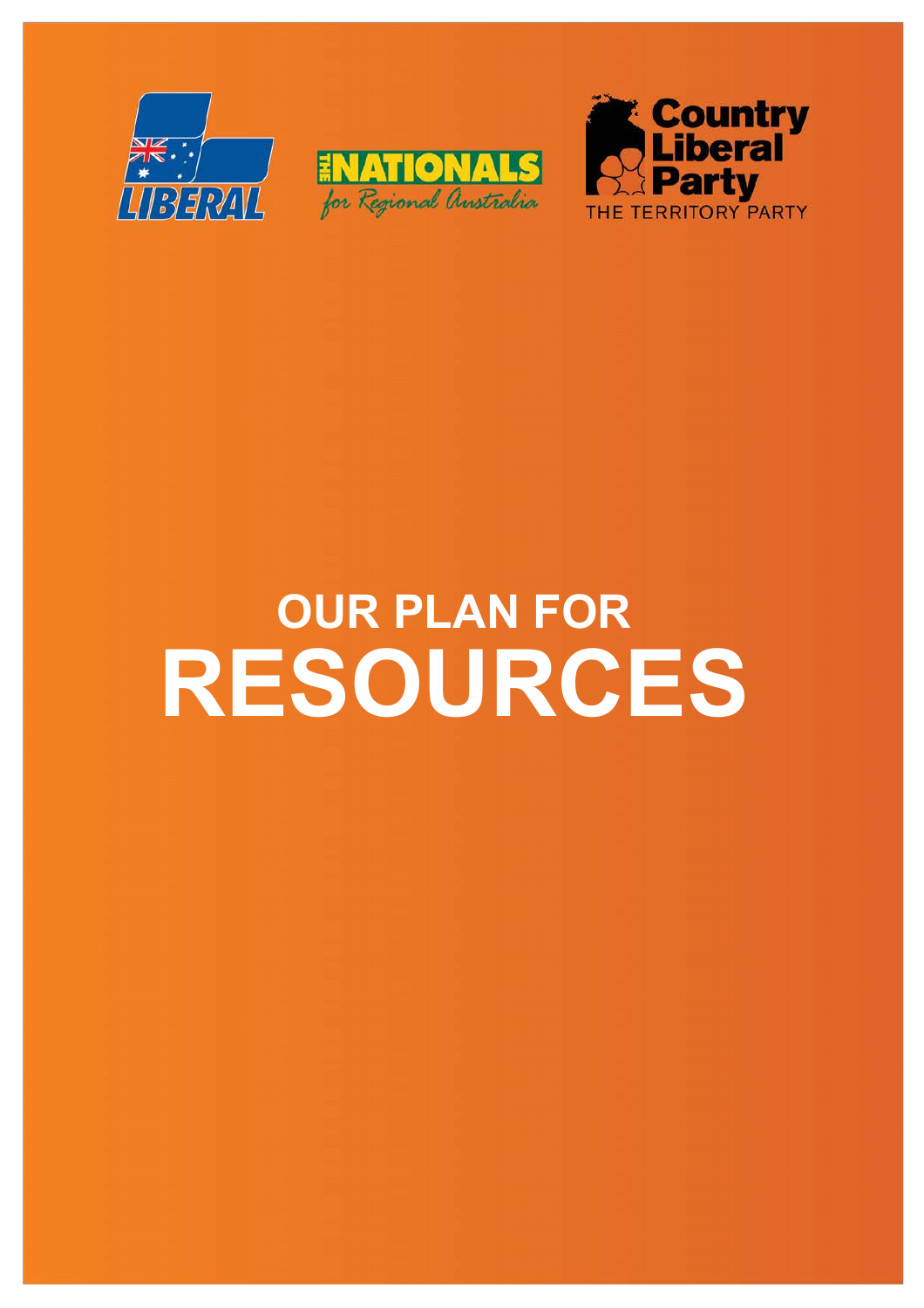LIBERAL

THE NATIONALS
for Regional Australia

Country Liberal Party
THE TERRITORY PARTY

# OUR PLAN FOR RESOURCES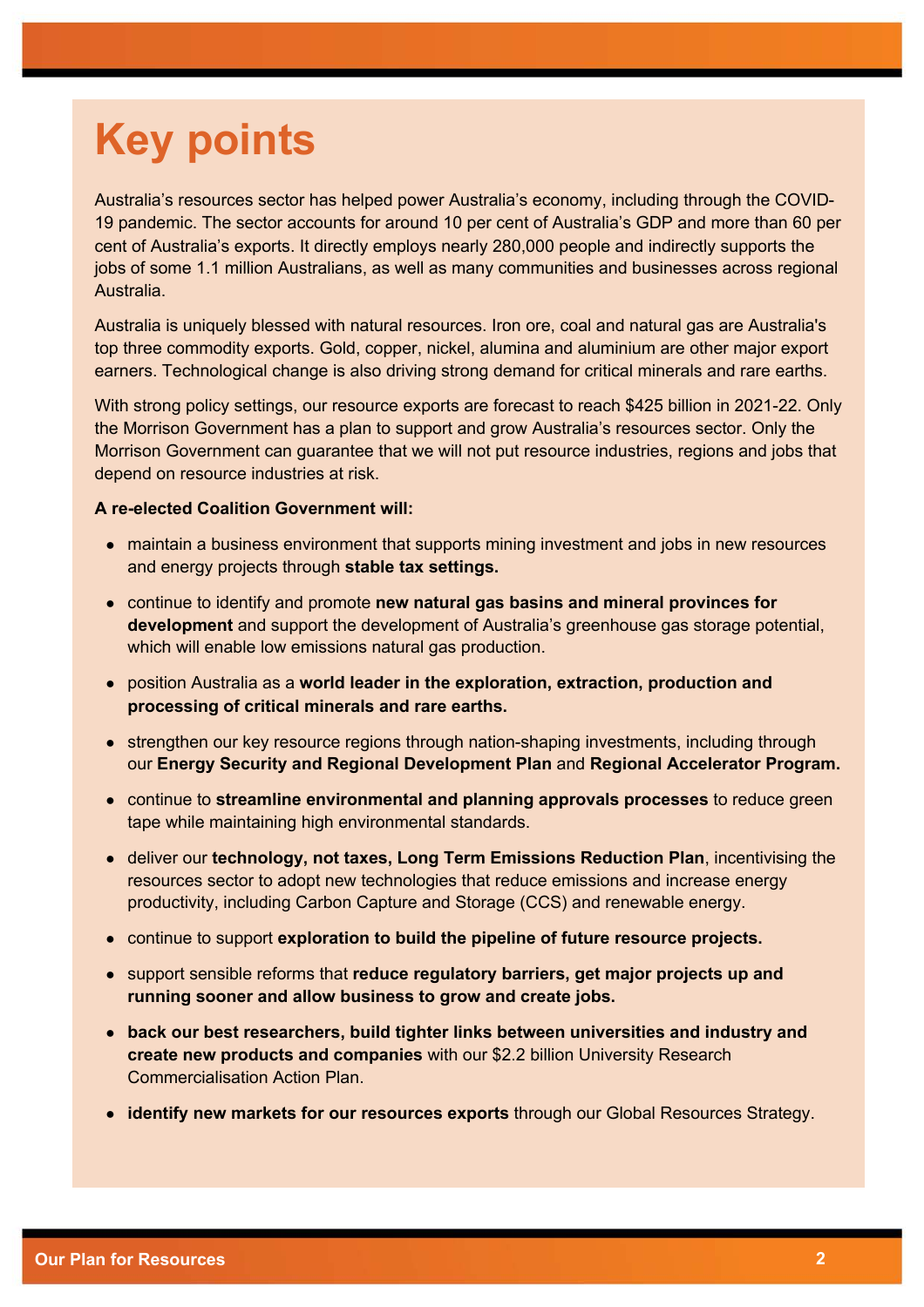# Key points

Australia's resources sector has helped power Australia's economy, including through the COVID-19 pandemic. The sector accounts for around 10 per cent of Australia's GDP and more than 60 per cent of Australia's exports. It directly employs nearly 280,000 people and indirectly supports the jobs of some 1.1 million Australians, as well as many communities and businesses across regional Australia.

Australia is uniquely blessed with natural resources. Iron ore, coal and natural gas are Australia's top three commodity exports. Gold, copper, nickel, alumina and aluminium are other major export earners. Technological change is also driving strong demand for critical minerals and rare earths.

With strong policy settings, our resource exports are forecast to reach $425 billion in 2021-22. Only the Morrison Government has a plan to support and grow Australia's resources sector. Only the Morrison Government can guarantee that we will not put resource industries, regions and jobs that depend on resource industries at risk.

**A re-elected Coalition Government will:**

- maintain a business environment that supports mining investment and jobs in new resources and energy projects through **stable tax settings.**
- continue to identify and promote **new natural gas basins and mineral provinces for development** and support the development of Australia's greenhouse gas storage potential, which will enable low emissions natural gas production.
- position Australia as a **world leader in the exploration, extraction, production and processing of critical minerals and rare earths.**
- strengthen our key resource regions through nation-shaping investments, including through our **Energy Security and Regional Development Plan** and **Regional Accelerator Program.**
- continue to **streamline environmental and planning approvals processes** to reduce green tape while maintaining high environmental standards.
- deliver our **technology, not taxes, Long Term Emissions Reduction Plan**, incentivising the resources sector to adopt new technologies that reduce emissions and increase energy productivity, including Carbon Capture and Storage (CCS) and renewable energy.
- continue to support **exploration to build the pipeline of future resource projects.**
- support sensible reforms that **reduce regulatory barriers, get major projects up and running sooner and allow business to grow and create jobs.**
- **back our best researchers, build tighter links between universities and industry and create new products and companies** with our $2.2 billion University Research Commercialisation Action Plan.
- **identify new markets for our resources exports** through our Global Resources Strategy.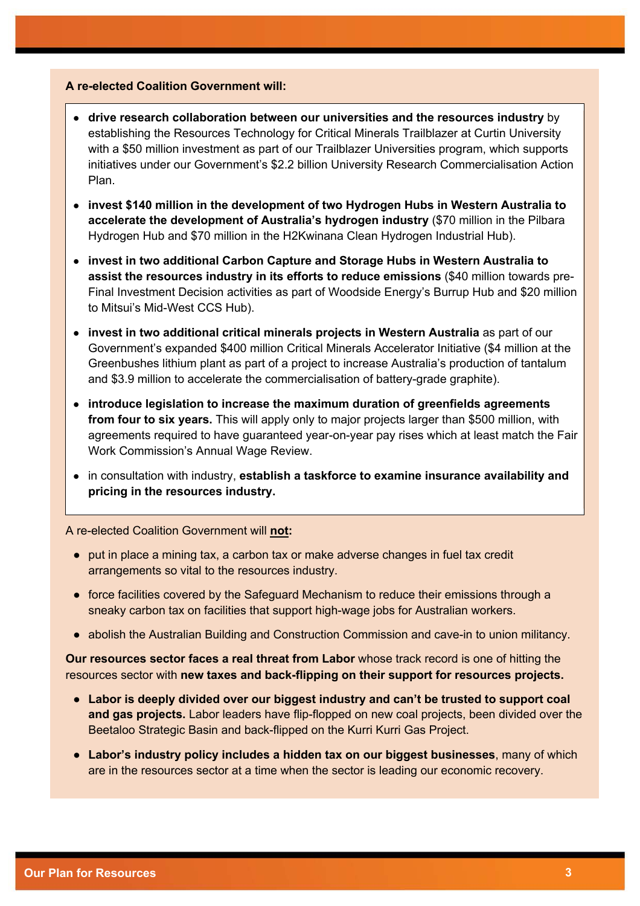**A re-elected Coalition Government will:**

- **drive research collaboration between our universities and the resources industry** by establishing the Resources Technology for Critical Minerals Trailblazer at Curtin University with a $50 million investment as part of our Trailblazer Universities program, which supports initiatives under our Government's $2.2 billion University Research Commercialisation Action Plan.
- **invest $140 million in the development of two Hydrogen Hubs in Western Australia to accelerate the development of Australia's hydrogen industry** ($70 million in the Pilbara Hydrogen Hub and $70 million in the H2Kwinana Clean Hydrogen Industrial Hub).
- **invest in two additional Carbon Capture and Storage Hubs in Western Australia to assist the resources industry in its efforts to reduce emissions** ($40 million towards pre-Final Investment Decision activities as part of Woodside Energy's Burrup Hub and $20 million to Mitsui's Mid-West CCS Hub).
- **invest in two additional critical minerals projects in Western Australia** as part of our Government's expanded $400 million Critical Minerals Accelerator Initiative ($4 million at the Greenbushes lithium plant as part of a project to increase Australia's production of tantalum and $3.9 million to accelerate the commercialisation of battery-grade graphite).
- **introduce legislation to increase the maximum duration of greenfields agreements from four to six years.** This will apply only to major projects larger than $500 million, with agreements required to have guaranteed year-on-year pay rises which at least match the Fair Work Commission's Annual Wage Review.
- in consultation with industry, **establish a taskforce to examine insurance availability and pricing in the resources industry.**

A re-elected Coalition Government will **not:**

- put in place a mining tax, a carbon tax or make adverse changes in fuel tax credit arrangements so vital to the resources industry.
- force facilities covered by the Safeguard Mechanism to reduce their emissions through a sneaky carbon tax on facilities that support high-wage jobs for Australian workers.
- abolish the Australian Building and Construction Commission and cave-in to union militancy.

**Our resources sector faces a real threat from Labor** whose track record is one of hitting the resources sector with **new taxes and back-flipping on their support for resources projects.**

- **Labor is deeply divided over our biggest industry and can't be trusted to support coal and gas projects.** Labor leaders have flip-flopped on new coal projects, been divided over the Beetaloo Strategic Basin and back-flipped on the Kurri Kurri Gas Project.
- **Labor's industry policy includes a hidden tax on our biggest businesses**, many of which are in the resources sector at a time when the sector is leading our economic recovery.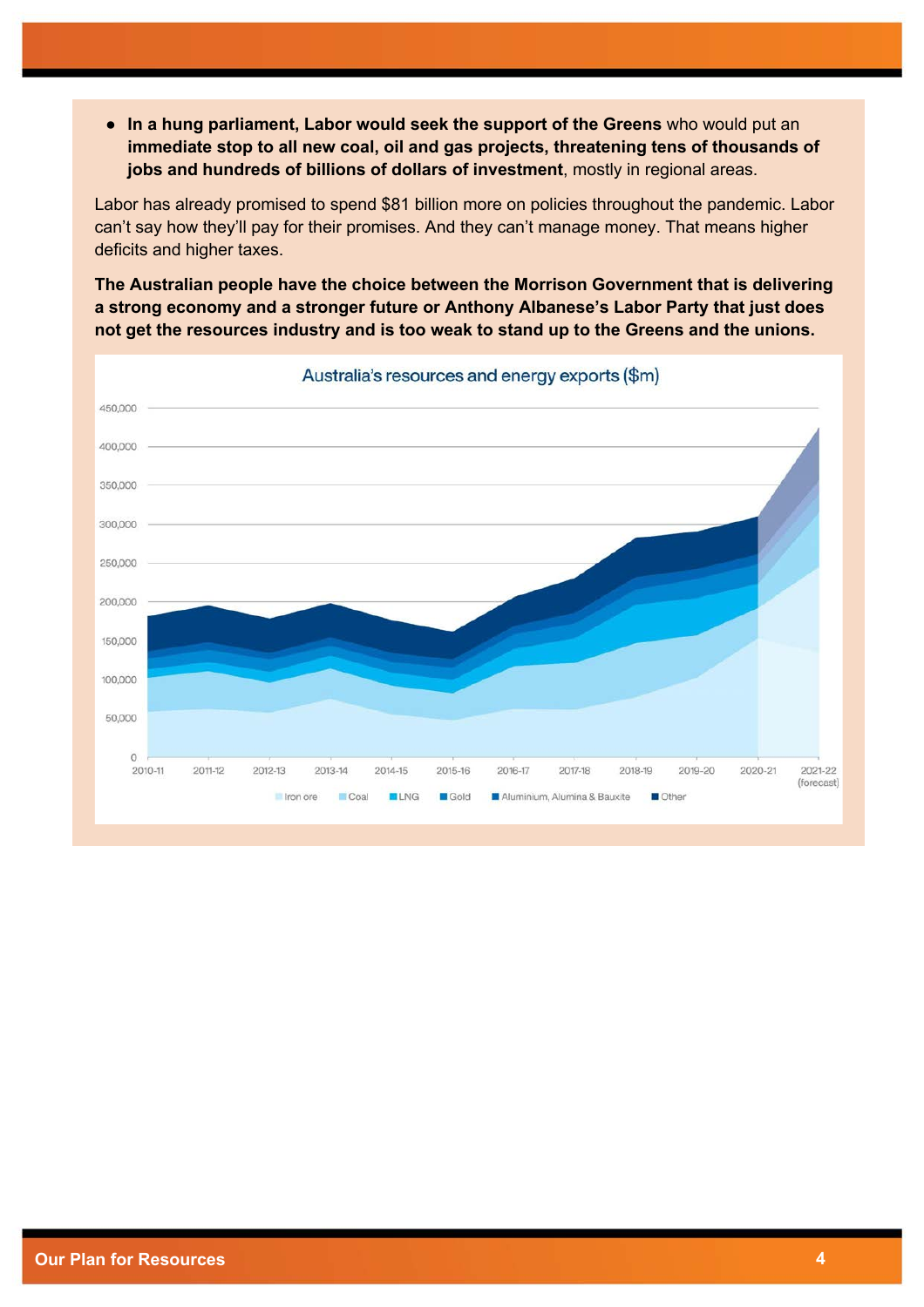- **In a hung parliament, Labor would seek the support of the Greens** who would put an **immediate stop to all new coal, oil and gas projects, threatening tens of thousands of jobs and hundreds of billions of dollars of investment**, mostly in regional areas.

Labor has already promised to spend $81 billion more on policies throughout the pandemic. Labor can't say how they'll pay for their promises. And they can't manage money. That means higher deficits and higher taxes.

**The Australian people have the choice between the Morrison Government that is delivering a strong economy and a stronger future or Anthony Albanese's Labor Party that just does not get the resources industry and is too weak to stand up to the Greens and the unions.**

Australia's resources and energy exports ($m)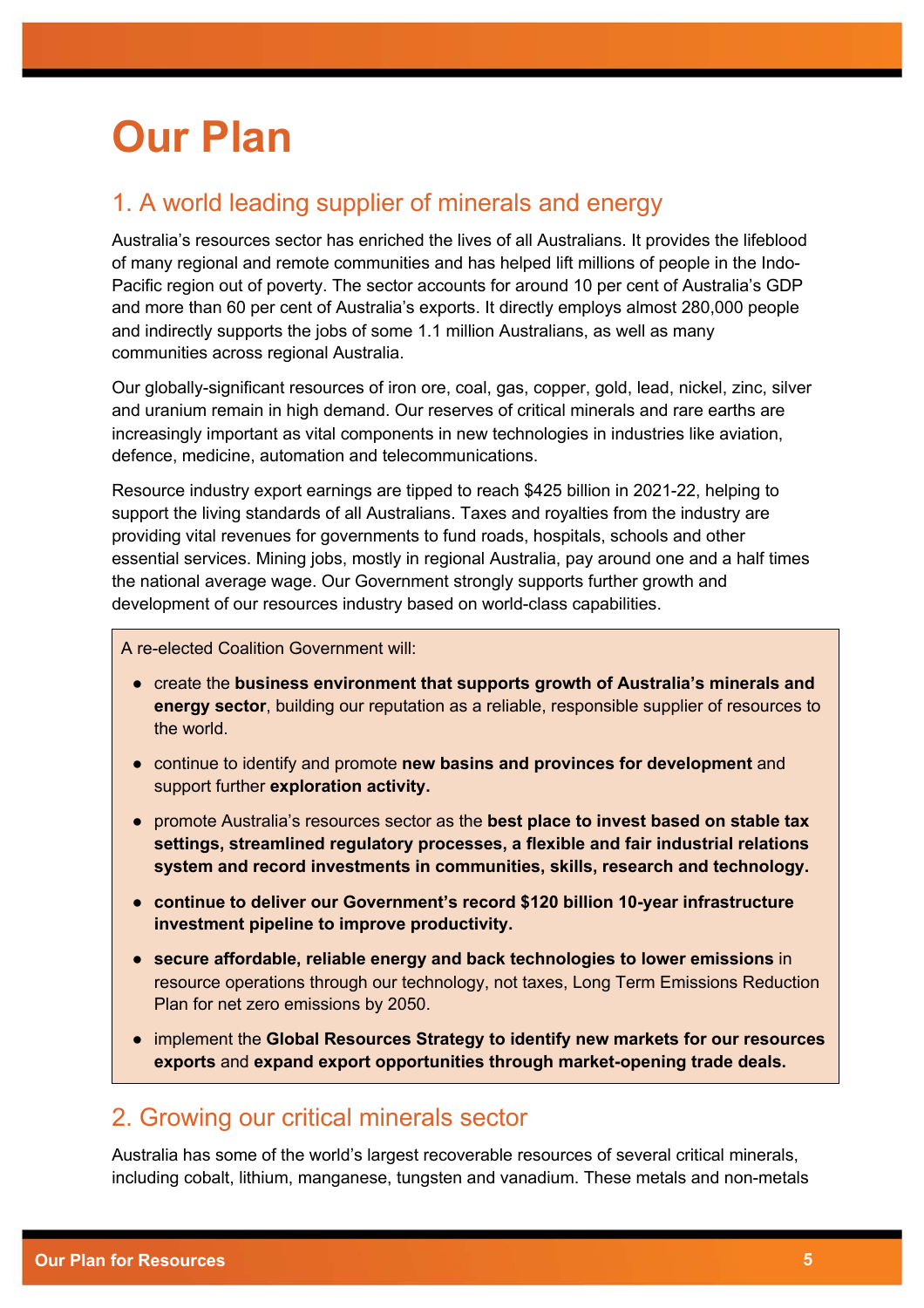# Our Plan

## 1. A world leading supplier of minerals and energy

Australia's resources sector has enriched the lives of all Australians. It provides the lifeblood of many regional and remote communities and has helped lift millions of people in the Indo-Pacific region out of poverty. The sector accounts for around 10 per cent of Australia's GDP and more than 60 per cent of Australia's exports. It directly employs almost 280,000 people and indirectly supports the jobs of some 1.1 million Australians, as well as many communities across regional Australia.

Our globally-significant resources of iron ore, coal, gas, copper, gold, lead, nickel, zinc, silver and uranium remain in high demand. Our reserves of critical minerals and rare earths are increasingly important as vital components in new technologies in industries like aviation, defence, medicine, automation and telecommunications.

Resource industry export earnings are tipped to reach $425 billion in 2021-22, helping to support the living standards of all Australians. Taxes and royalties from the industry are providing vital revenues for governments to fund roads, hospitals, schools and other essential services. Mining jobs, mostly in regional Australia, pay around one and a half times the national average wage. Our Government strongly supports further growth and development of our resources industry based on world-class capabilities.

A re-elected Coalition Government will:

- create the **business environment that supports growth of Australia's minerals and energy sector**, building our reputation as a reliable, responsible supplier of resources to the world.
- continue to identify and promote **new basins and provinces for development** and support further **exploration activity.**
- promote Australia's resources sector as the **best place to invest based on stable tax settings, streamlined regulatory processes, a flexible and fair industrial relations system and record investments in communities, skills, research and technology.**
- **continue to deliver our Government's record $120 billion 10-year infrastructure investment pipeline to improve productivity.**
- **secure affordable, reliable energy and back technologies to lower emissions** in resource operations through our technology, not taxes, Long Term Emissions Reduction Plan for net zero emissions by 2050.
- implement the **Global Resources Strategy to identify new markets for our resources exports** and **expand export opportunities through market-opening trade deals.**

## 2. Growing our critical minerals sector

Australia has some of the world's largest recoverable resources of several critical minerals, including cobalt, lithium, manganese, tungsten and vanadium. These metals and non-metals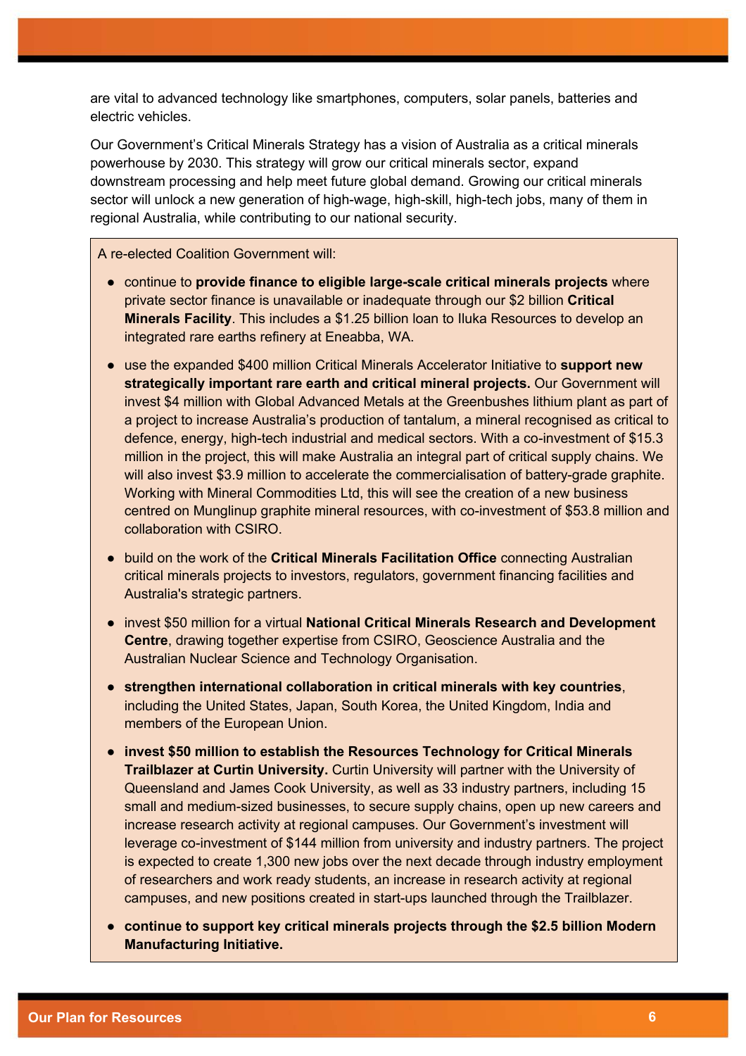are vital to advanced technology like smartphones, computers, solar panels, batteries and electric vehicles.

Our Government's Critical Minerals Strategy has a vision of Australia as a critical minerals powerhouse by 2030. This strategy will grow our critical minerals sector, expand downstream processing and help meet future global demand. Growing our critical minerals sector will unlock a new generation of high-wage, high-skill, high-tech jobs, many of them in regional Australia, while contributing to our national security.

A re-elected Coalition Government will:

- continue to **provide finance to eligible large-scale critical minerals projects** where private sector finance is unavailable or inadequate through our $2 billion **Critical Minerals Facility**. This includes a $1.25 billion loan to Iluka Resources to develop an integrated rare earths refinery at Eneabba, WA.
- use the expanded $400 million Critical Minerals Accelerator Initiative to **support new strategically important rare earth and critical mineral projects.** Our Government will invest $4 million with Global Advanced Metals at the Greenbushes lithium plant as part of a project to increase Australia's production of tantalum, a mineral recognised as critical to defence, energy, high-tech industrial and medical sectors. With a co-investment of $15.3 million in the project, this will make Australia an integral part of critical supply chains. We will also invest $3.9 million to accelerate the commercialisation of battery-grade graphite. Working with Mineral Commodities Ltd, this will see the creation of a new business centred on Munglinup graphite mineral resources, with co-investment of $53.8 million and collaboration with CSIRO.
- build on the work of the **Critical Minerals Facilitation Office** connecting Australian critical minerals projects to investors, regulators, government financing facilities and Australia's strategic partners.
- invest $50 million for a virtual **National Critical Minerals Research and Development Centre**, drawing together expertise from CSIRO, Geoscience Australia and the Australian Nuclear Science and Technology Organisation.
- **strengthen international collaboration in critical minerals with key countries**, including the United States, Japan, South Korea, the United Kingdom, India and members of the European Union.
- **invest $50 million to establish the Resources Technology for Critical Minerals Trailblazer at Curtin University.** Curtin University will partner with the University of Queensland and James Cook University, as well as 33 industry partners, including 15 small and medium-sized businesses, to secure supply chains, open up new careers and increase research activity at regional campuses. Our Government's investment will leverage co-investment of $144 million from university and industry partners. The project is expected to create 1,300 new jobs over the next decade through industry employment of researchers and work ready students, an increase in research activity at regional campuses, and new positions created in start-ups launched through the Trailblazer.
- **continue to support key critical minerals projects through the $2.5 billion Modern Manufacturing Initiative.**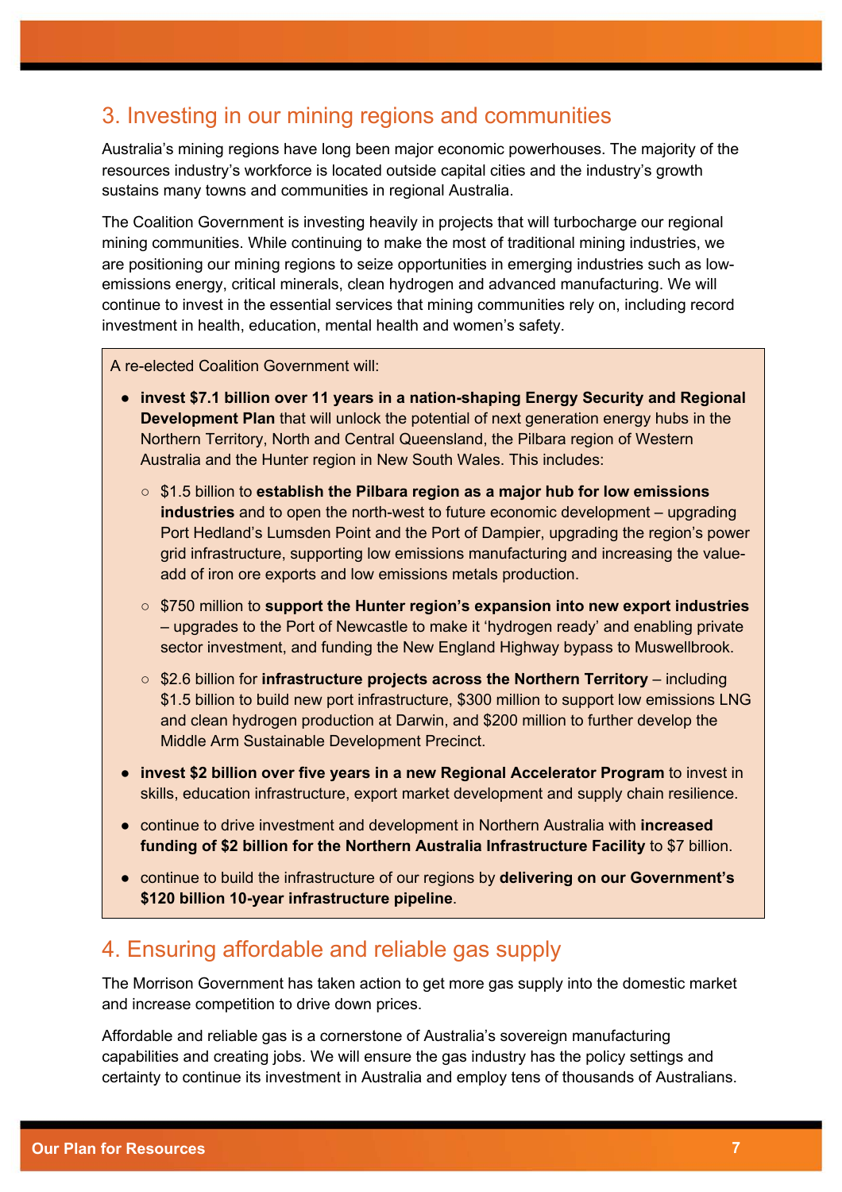## 3. Investing in our mining regions and communities

Australia's mining regions have long been major economic powerhouses. The majority of the resources industry's workforce is located outside capital cities and the industry's growth sustains many towns and communities in regional Australia.

The Coalition Government is investing heavily in projects that will turbocharge our regional mining communities. While continuing to make the most of traditional mining industries, we are positioning our mining regions to seize opportunities in emerging industries such as low-emissions energy, critical minerals, clean hydrogen and advanced manufacturing. We will continue to invest in the essential services that mining communities rely on, including record investment in health, education, mental health and women's safety.

A re-elected Coalition Government will:

- **invest $7.1 billion over 11 years in a nation-shaping Energy Security and Regional Development Plan** that will unlock the potential of next generation energy hubs in the Northern Territory, North and Central Queensland, the Pilbara region of Western Australia and the Hunter region in New South Wales. This includes:
  - $1.5 billion to **establish the Pilbara region as a major hub for low emissions industries** and to open the north-west to future economic development – upgrading Port Hedland's Lumsden Point and the Port of Dampier, upgrading the region's power grid infrastructure, supporting low emissions manufacturing and increasing the value-add of iron ore exports and low emissions metals production.
  - $750 million to **support the Hunter region's expansion into new export industries** – upgrades to the Port of Newcastle to make it 'hydrogen ready' and enabling private sector investment, and funding the New England Highway bypass to Muswellbrook.
  - $2.6 billion for **infrastructure projects across the Northern Territory** – including $1.5 billion to build new port infrastructure, $300 million to support low emissions LNG and clean hydrogen production at Darwin, and $200 million to further develop the Middle Arm Sustainable Development Precinct.
- **invest $2 billion over five years in a new Regional Accelerator Program** to invest in skills, education infrastructure, export market development and supply chain resilience.
- continue to drive investment and development in Northern Australia with **increased funding of $2 billion for the Northern Australia Infrastructure Facility** to $7 billion.
- continue to build the infrastructure of our regions by **delivering on our Government's $120 billion 10-year infrastructure pipeline**.

## 4. Ensuring affordable and reliable gas supply

The Morrison Government has taken action to get more gas supply into the domestic market and increase competition to drive down prices.

Affordable and reliable gas is a cornerstone of Australia's sovereign manufacturing capabilities and creating jobs. We will ensure the gas industry has the policy settings and certainty to continue its investment in Australia and employ tens of thousands of Australians.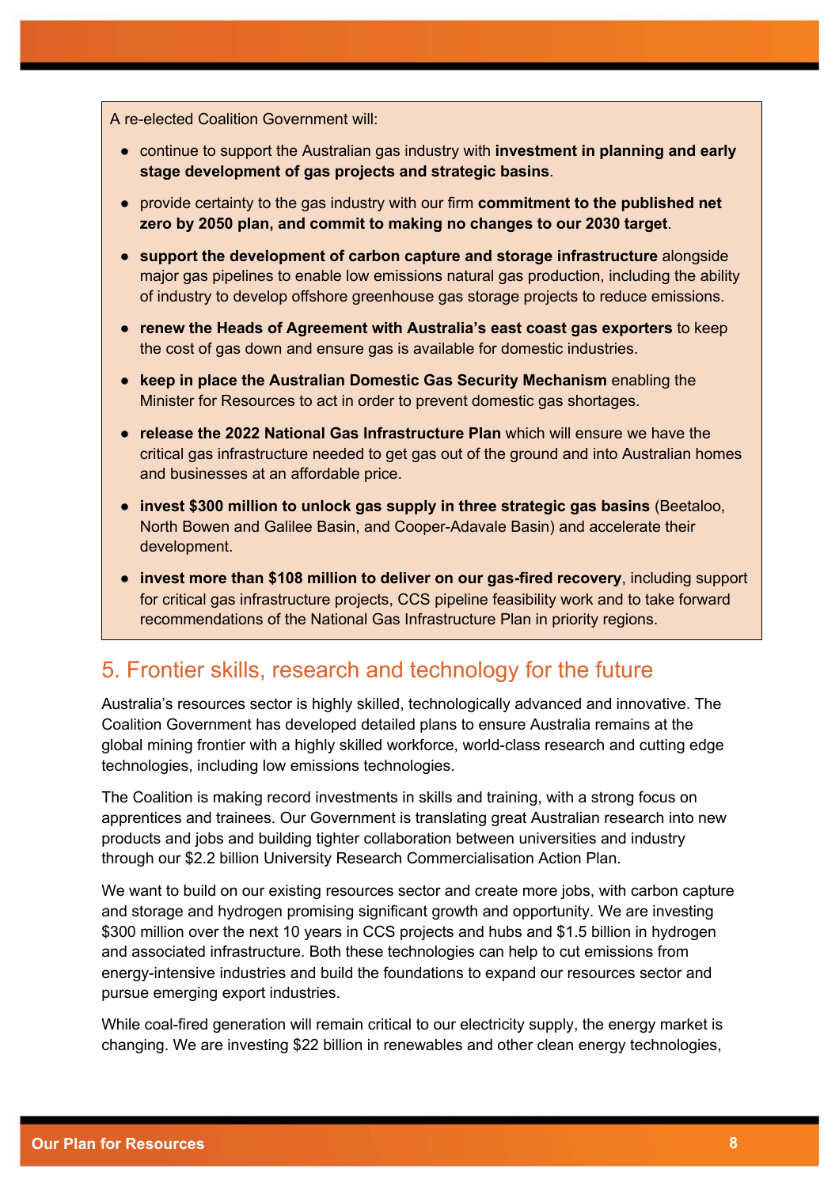A re-elected Coalition Government will:

- continue to support the Australian gas industry with **investment in planning and early stage development of gas projects and strategic basins**.
- provide certainty to the gas industry with our firm **commitment to the published net zero by 2050 plan, and commit to making no changes to our 2030 target**.
- **support the development of carbon capture and storage infrastructure** alongside major gas pipelines to enable low emissions natural gas production, including the ability of industry to develop offshore greenhouse gas storage projects to reduce emissions.
- **renew the Heads of Agreement with Australia's east coast gas exporters** to keep the cost of gas down and ensure gas is available for domestic industries.
- **keep in place the Australian Domestic Gas Security Mechanism** enabling the Minister for Resources to act in order to prevent domestic gas shortages.
- **release the 2022 National Gas Infrastructure Plan** which will ensure we have the critical gas infrastructure needed to get gas out of the ground and into Australian homes and businesses at an affordable price.
- **invest $300 million to unlock gas supply in three strategic gas basins** (Beetaloo, North Bowen and Galilee Basin, and Cooper-Adavale Basin) and accelerate their development.
- **invest more than $108 million to deliver on our gas-fired recovery**, including support for critical gas infrastructure projects, CCS pipeline feasibility work and to take forward recommendations of the National Gas Infrastructure Plan in priority regions.

## 5. Frontier skills, research and technology for the future

Australia's resources sector is highly skilled, technologically advanced and innovative. The Coalition Government has developed detailed plans to ensure Australia remains at the global mining frontier with a highly skilled workforce, world-class research and cutting edge technologies, including low emissions technologies.

The Coalition is making record investments in skills and training, with a strong focus on apprentices and trainees. Our Government is translating great Australian research into new products and jobs and building tighter collaboration between universities and industry through our $2.2 billion University Research Commercialisation Action Plan.

We want to build on our existing resources sector and create more jobs, with carbon capture and storage and hydrogen promising significant growth and opportunity. We are investing $300 million over the next 10 years in CCS projects and hubs and $1.5 billion in hydrogen and associated infrastructure. Both these technologies can help to cut emissions from energy-intensive industries and build the foundations to expand our resources sector and pursue emerging export industries.

While coal-fired generation will remain critical to our electricity supply, the energy market is changing. We are investing $22 billion in renewables and other clean energy technologies,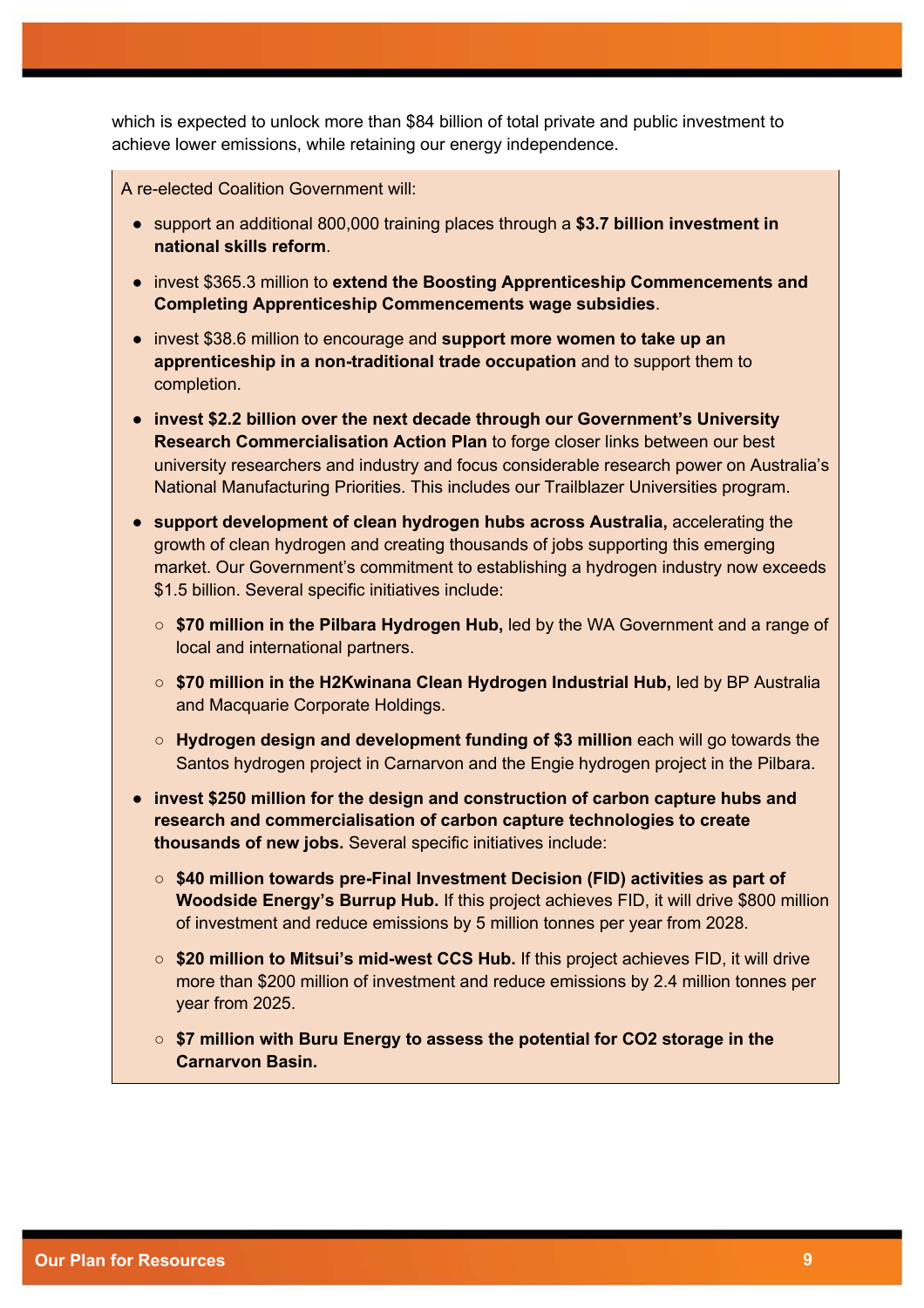which is expected to unlock more than $84 billion of total private and public investment to achieve lower emissions, while retaining our energy independence.

A re-elected Coalition Government will:

- support an additional 800,000 training places through a **$3.7 billion investment in national skills reform**.
- invest $365.3 million to **extend the Boosting Apprenticeship Commencements and Completing Apprenticeship Commencements wage subsidies**.
- invest $38.6 million to encourage and **support more women to take up an apprenticeship in a non-traditional trade occupation** and to support them to completion.
- **invest $2.2 billion over the next decade through our Government's University Research Commercialisation Action Plan** to forge closer links between our best university researchers and industry and focus considerable research power on Australia's National Manufacturing Priorities. This includes our Trailblazer Universities program.
- **support development of clean hydrogen hubs across Australia,** accelerating the growth of clean hydrogen and creating thousands of jobs supporting this emerging market. Our Government's commitment to establishing a hydrogen industry now exceeds $1.5 billion. Several specific initiatives include:
  - **$70 million in the Pilbara Hydrogen Hub,** led by the WA Government and a range of local and international partners.
  - **$70 million in the H2Kwinana Clean Hydrogen Industrial Hub,** led by BP Australia and Macquarie Corporate Holdings.
  - **Hydrogen design and development funding of $3 million** each will go towards the Santos hydrogen project in Carnarvon and the Engie hydrogen project in the Pilbara.
- **invest $250 million for the design and construction of carbon capture hubs and research and commercialisation of carbon capture technologies to create thousands of new jobs.** Several specific initiatives include:
  - **$40 million towards pre-Final Investment Decision (FID) activities as part of Woodside Energy's Burrup Hub.** If this project achieves FID, it will drive $800 million of investment and reduce emissions by 5 million tonnes per year from 2028.
  - **$20 million to Mitsui's mid-west CCS Hub.** If this project achieves FID, it will drive more than $200 million of investment and reduce emissions by 2.4 million tonnes per year from 2025.
  - **$7 million with Buru Energy to assess the potential for $CO_2$ storage in the Carnarvon Basin.**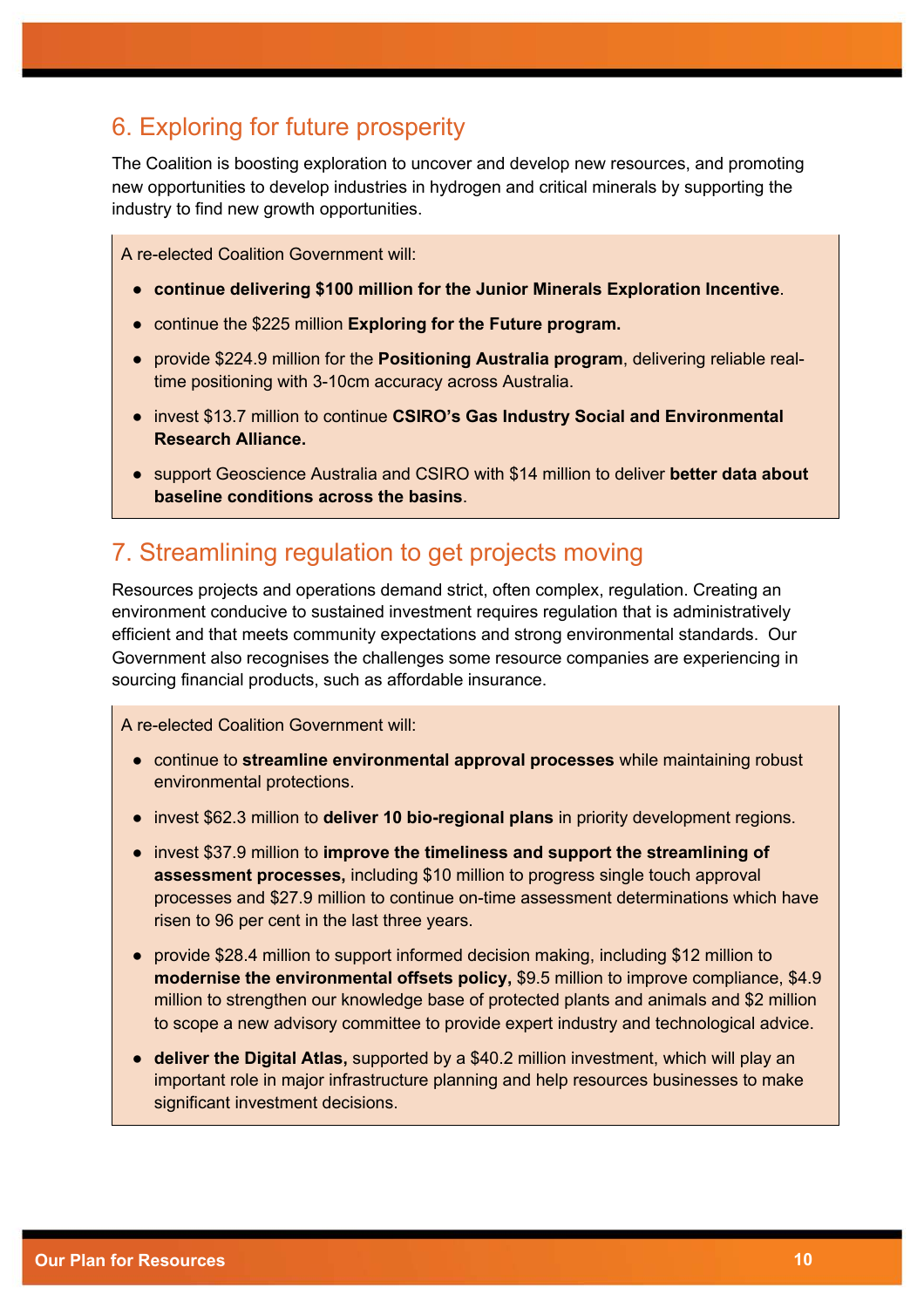## 6. Exploring for future prosperity

The Coalition is boosting exploration to uncover and develop new resources, and promoting new opportunities to develop industries in hydrogen and critical minerals by supporting the industry to find new growth opportunities.

A re-elected Coalition Government will:

- **continue delivering $100 million for the Junior Minerals Exploration Incentive**.
- continue the $225 million **Exploring for the Future program.**
- provide $224.9 million for the **Positioning Australia program**, delivering reliable real-time positioning with 3-10cm accuracy across Australia.
- invest $13.7 million to continue **CSIRO's Gas Industry Social and Environmental Research Alliance.**
- support Geoscience Australia and CSIRO with $14 million to deliver **better data about baseline conditions across the basins**.

## 7. Streamlining regulation to get projects moving

Resources projects and operations demand strict, often complex, regulation. Creating an environment conducive to sustained investment requires regulation that is administratively efficient and that meets community expectations and strong environmental standards. Our Government also recognises the challenges some resource companies are experiencing in sourcing financial products, such as affordable insurance.

A re-elected Coalition Government will:

- continue to **streamline environmental approval processes** while maintaining robust environmental protections.
- invest $62.3 million to **deliver 10 bio-regional plans** in priority development regions.
- invest $37.9 million to **improve the timeliness and support the streamlining of assessment processes,** including $10 million to progress single touch approval processes and $27.9 million to continue on-time assessment determinations which have risen to 96 per cent in the last three years.
- provide $28.4 million to support informed decision making, including $12 million to **modernise the environmental offsets policy,** $9.5 million to improve compliance, $4.9 million to strengthen our knowledge base of protected plants and animals and $2 million to scope a new advisory committee to provide expert industry and technological advice.
- **deliver the Digital Atlas,** supported by a $40.2 million investment, which will play an important role in major infrastructure planning and help resources businesses to make significant investment decisions.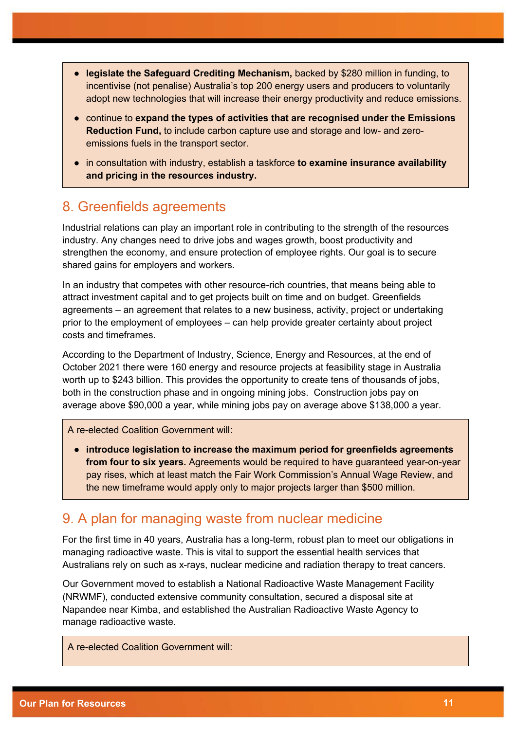- **legislate the Safeguard Crediting Mechanism,** backed by $280 million in funding, to incentivise (not penalise) Australia's top 200 energy users and producers to voluntarily adopt new technologies that will increase their energy productivity and reduce emissions.
- continue to **expand the types of activities that are recognised under the Emissions Reduction Fund,** to include carbon capture use and storage and low- and zero-emissions fuels in the transport sector.
- in consultation with industry, establish a taskforce **to examine insurance availability and pricing in the resources industry.**

## 8. Greenfields agreements

Industrial relations can play an important role in contributing to the strength of the resources industry. Any changes need to drive jobs and wages growth, boost productivity and strengthen the economy, and ensure protection of employee rights. Our goal is to secure shared gains for employers and workers.

In an industry that competes with other resource-rich countries, that means being able to attract investment capital and to get projects built on time and on budget. Greenfields agreements – an agreement that relates to a new business, activity, project or undertaking prior to the employment of employees – can help provide greater certainty about project costs and timeframes.

According to the Department of Industry, Science, Energy and Resources, at the end of October 2021 there were 160 energy and resource projects at feasibility stage in Australia worth up to $243 billion. This provides the opportunity to create tens of thousands of jobs, both in the construction phase and in ongoing mining jobs. Construction jobs pay on average above $90,000 a year, while mining jobs pay on average above $138,000 a year.

A re-elected Coalition Government will:

- **introduce legislation to increase the maximum period for greenfields agreements from four to six years.** Agreements would be required to have guaranteed year-on-year pay rises, which at least match the Fair Work Commission's Annual Wage Review, and the new timeframe would apply only to major projects larger than $500 million.

## 9. A plan for managing waste from nuclear medicine

For the first time in 40 years, Australia has a long-term, robust plan to meet our obligations in managing radioactive waste. This is vital to support the essential health services that Australians rely on such as x-rays, nuclear medicine and radiation therapy to treat cancers.

Our Government moved to establish a National Radioactive Waste Management Facility (NRWMF), conducted extensive community consultation, secured a disposal site at Napandee near Kimba, and established the Australian Radioactive Waste Agency to manage radioactive waste.

A re-elected Coalition Government will: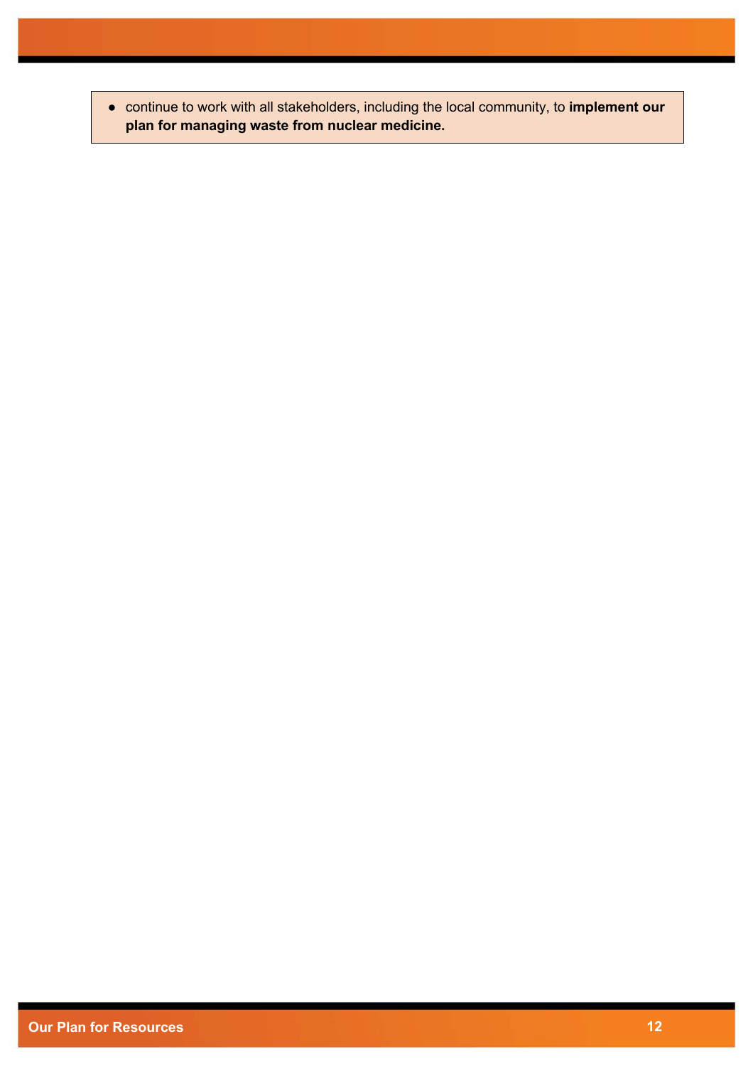- continue to work with all stakeholders, including the local community, to **implement our plan for managing waste from nuclear medicine.**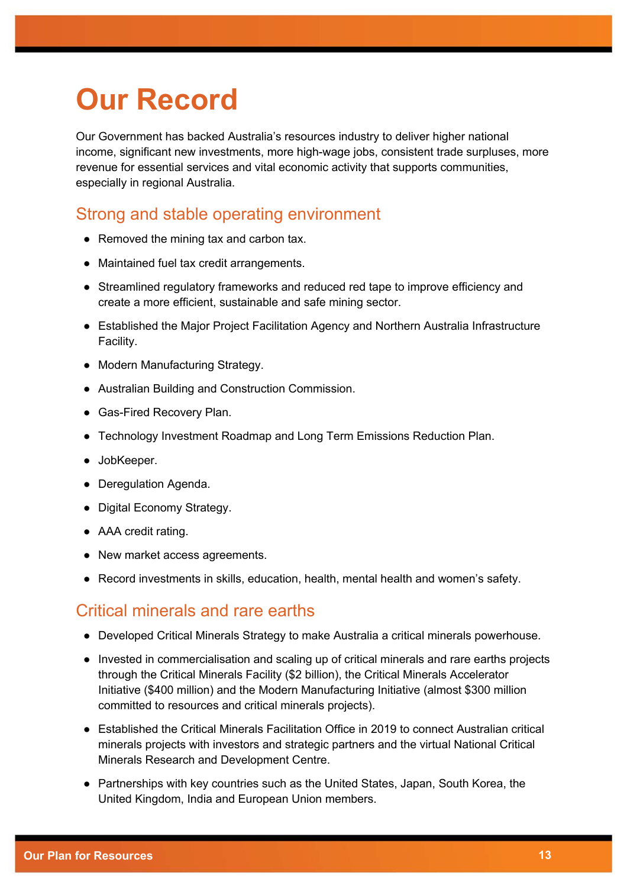# Our Record

Our Government has backed Australia's resources industry to deliver higher national income, significant new investments, more high-wage jobs, consistent trade surpluses, more revenue for essential services and vital economic activity that supports communities, especially in regional Australia.

## Strong and stable operating environment

- Removed the mining tax and carbon tax.
- Maintained fuel tax credit arrangements.
- Streamlined regulatory frameworks and reduced red tape to improve efficiency and create a more efficient, sustainable and safe mining sector.
- Established the Major Project Facilitation Agency and Northern Australia Infrastructure Facility.
- Modern Manufacturing Strategy.
- Australian Building and Construction Commission.
- Gas-Fired Recovery Plan.
- Technology Investment Roadmap and Long Term Emissions Reduction Plan.
- JobKeeper.
- Deregulation Agenda.
- Digital Economy Strategy.
- AAA credit rating.
- New market access agreements.
- Record investments in skills, education, health, mental health and women's safety.

## Critical minerals and rare earths

- Developed Critical Minerals Strategy to make Australia a critical minerals powerhouse.
- Invested in commercialisation and scaling up of critical minerals and rare earths projects through the Critical Minerals Facility ($2 billion), the Critical Minerals Accelerator Initiative ($400 million) and the Modern Manufacturing Initiative (almost $300 million committed to resources and critical minerals projects).
- Established the Critical Minerals Facilitation Office in 2019 to connect Australian critical minerals projects with investors and strategic partners and the virtual National Critical Minerals Research and Development Centre.
- Partnerships with key countries such as the United States, Japan, South Korea, the United Kingdom, India and European Union members.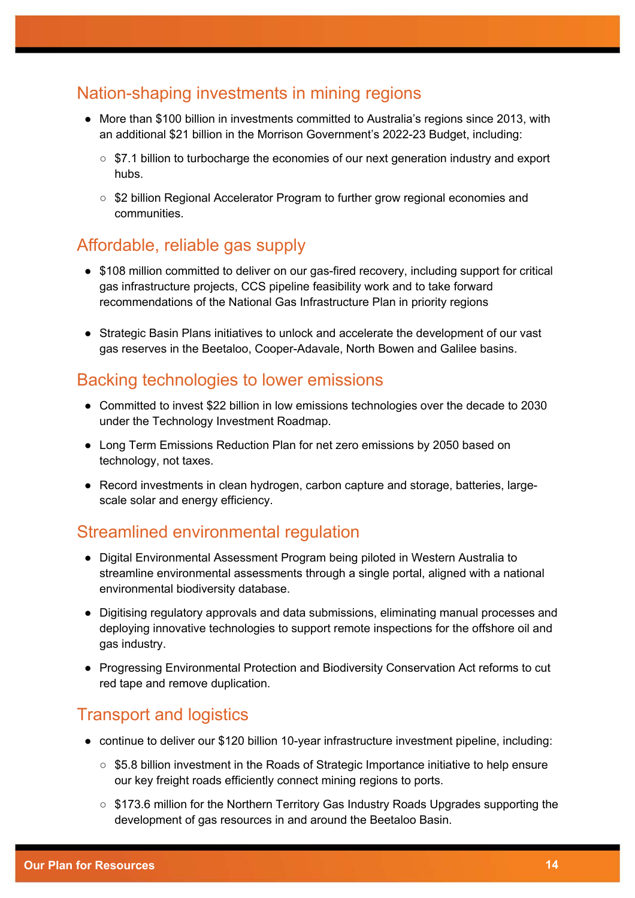## Nation-shaping investments in mining regions

- More than $100 billion in investments committed to Australia's regions since 2013, with an additional $21 billion in the Morrison Government's 2022-23 Budget, including:
  - $7.1 billion to turbocharge the economies of our next generation industry and export hubs.
  - $2 billion Regional Accelerator Program to further grow regional economies and communities.

## Affordable, reliable gas supply

- $108 million committed to deliver on our gas-fired recovery, including support for critical gas infrastructure projects, CCS pipeline feasibility work and to take forward recommendations of the National Gas Infrastructure Plan in priority regions

- Strategic Basin Plans initiatives to unlock and accelerate the development of our vast gas reserves in the Beetaloo, Cooper-Adavale, North Bowen and Galilee basins.

## Backing technologies to lower emissions

- Committed to invest $22 billion in low emissions technologies over the decade to 2030 under the Technology Investment Roadmap.
- Long Term Emissions Reduction Plan for net zero emissions by 2050 based on technology, not taxes.
- Record investments in clean hydrogen, carbon capture and storage, batteries, large-scale solar and energy efficiency.

## Streamlined environmental regulation

- Digital Environmental Assessment Program being piloted in Western Australia to streamline environmental assessments through a single portal, aligned with a national environmental biodiversity database.
- Digitising regulatory approvals and data submissions, eliminating manual processes and deploying innovative technologies to support remote inspections for the offshore oil and gas industry.
- Progressing Environmental Protection and Biodiversity Conservation Act reforms to cut red tape and remove duplication.

## Transport and logistics

- continue to deliver our $120 billion 10-year infrastructure investment pipeline, including:
  - $5.8 billion investment in the Roads of Strategic Importance initiative to help ensure our key freight roads efficiently connect mining regions to ports.
  - $173.6 million for the Northern Territory Gas Industry Roads Upgrades supporting the development of gas resources in and around the Beetaloo Basin.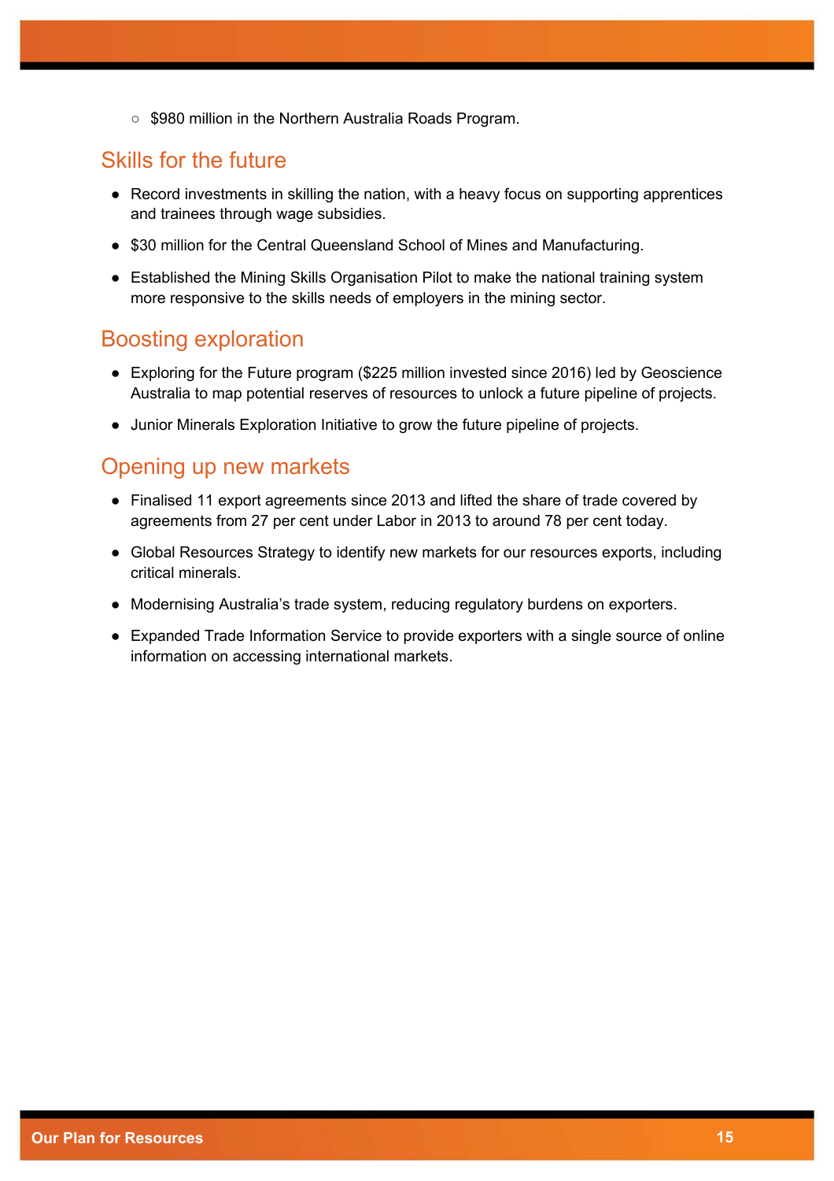- $980 million in the Northern Australia Roads Program.

## Skills for the future

- Record investments in skilling the nation, with a heavy focus on supporting apprentices and trainees through wage subsidies.
- $30 million for the Central Queensland School of Mines and Manufacturing.
- Established the Mining Skills Organisation Pilot to make the national training system more responsive to the skills needs of employers in the mining sector.

## Boosting exploration

- Exploring for the Future program ($225 million invested since 2016) led by Geoscience Australia to map potential reserves of resources to unlock a future pipeline of projects.
- Junior Minerals Exploration Initiative to grow the future pipeline of projects.

## Opening up new markets

- Finalised 11 export agreements since 2013 and lifted the share of trade covered by agreements from 27 per cent under Labor in 2013 to around 78 per cent today.
- Global Resources Strategy to identify new markets for our resources exports, including critical minerals.
- Modernising Australia's trade system, reducing regulatory burdens on exporters.
- Expanded Trade Information Service to provide exporters with a single source of online information on accessing international markets.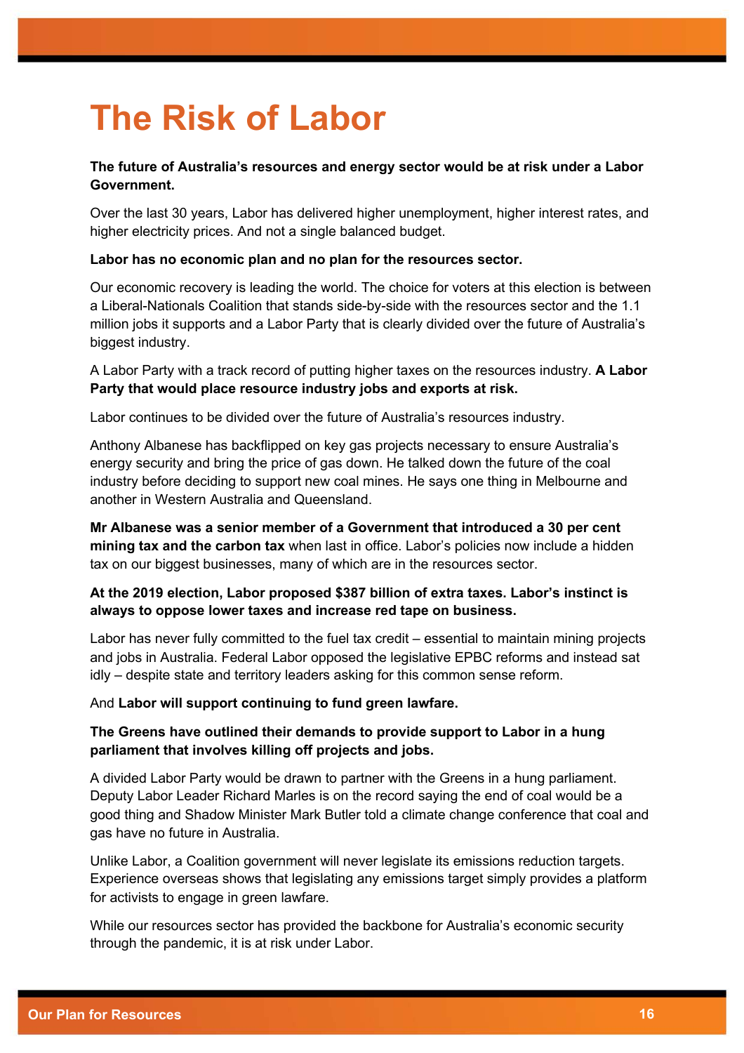# The Risk of Labor

**The future of Australia's resources and energy sector would be at risk under a Labor Government.**

Over the last 30 years, Labor has delivered higher unemployment, higher interest rates, and higher electricity prices. And not a single balanced budget.

**Labor has no economic plan and no plan for the resources sector.**

Our economic recovery is leading the world. The choice for voters at this election is between a Liberal-Nationals Coalition that stands side-by-side with the resources sector and the 1.1 million jobs it supports and a Labor Party that is clearly divided over the future of Australia's biggest industry.

A Labor Party with a track record of putting higher taxes on the resources industry. **A Labor Party that would place resource industry jobs and exports at risk.**

Labor continues to be divided over the future of Australia's resources industry.

Anthony Albanese has backflipped on key gas projects necessary to ensure Australia's energy security and bring the price of gas down. He talked down the future of the coal industry before deciding to support new coal mines. He says one thing in Melbourne and another in Western Australia and Queensland.

**Mr Albanese was a senior member of a Government that introduced a 30 per cent mining tax and the carbon tax** when last in office. Labor's policies now include a hidden tax on our biggest businesses, many of which are in the resources sector.

**At the 2019 election, Labor proposed $387 billion of extra taxes. Labor's instinct is always to oppose lower taxes and increase red tape on business.**

Labor has never fully committed to the fuel tax credit – essential to maintain mining projects and jobs in Australia. Federal Labor opposed the legislative EPBC reforms and instead sat idly – despite state and territory leaders asking for this common sense reform.

And **Labor will support continuing to fund green lawfare.**

**The Greens have outlined their demands to provide support to Labor in a hung parliament that involves killing off projects and jobs.**

A divided Labor Party would be drawn to partner with the Greens in a hung parliament. Deputy Labor Leader Richard Marles is on the record saying the end of coal would be a good thing and Shadow Minister Mark Butler told a climate change conference that coal and gas have no future in Australia.

Unlike Labor, a Coalition government will never legislate its emissions reduction targets. Experience overseas shows that legislating any emissions target simply provides a platform for activists to engage in green lawfare.

While our resources sector has provided the backbone for Australia's economic security through the pandemic, it is at risk under Labor.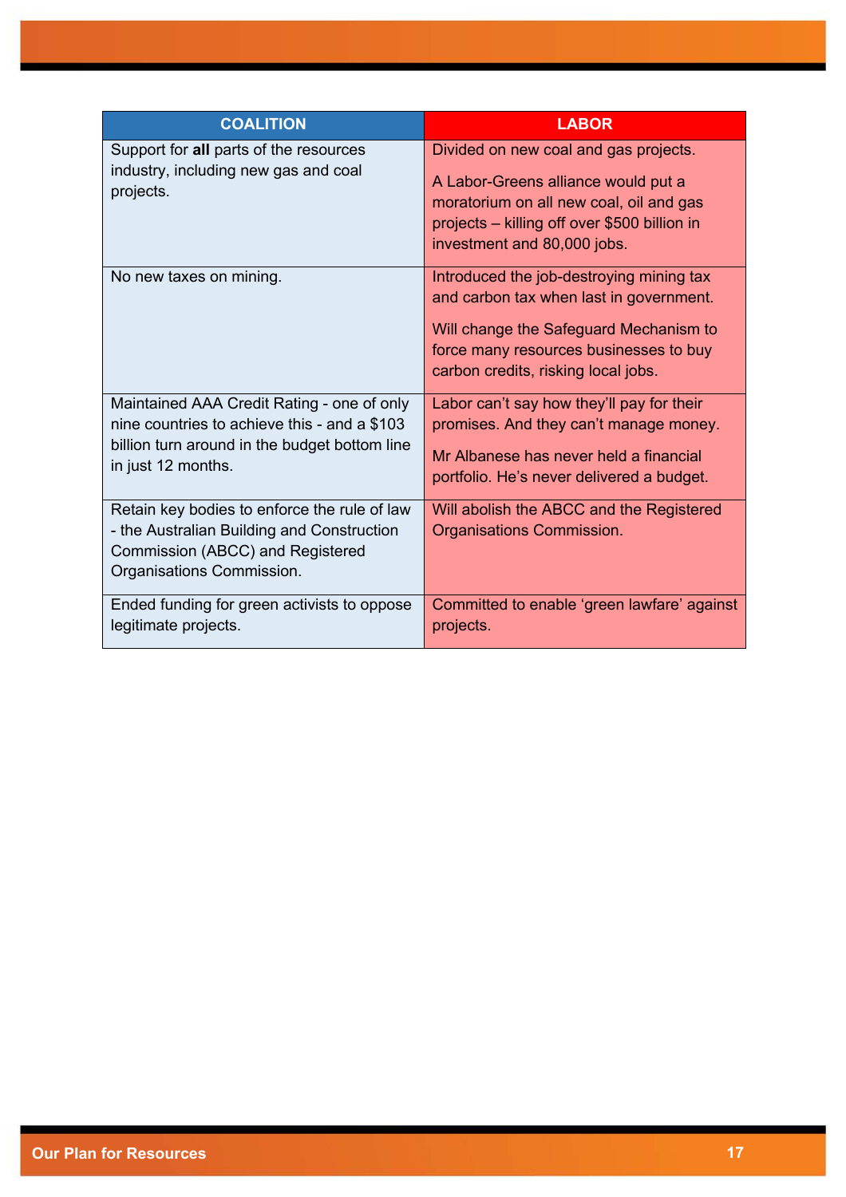| COALITION | LABOR |
|---|---|
| Support for **all** parts of the resources industry, including new gas and coal projects. | Divided on new coal and gas projects.<br><br>A Labor-Greens alliance would put a moratorium on all new coal, oil and gas projects – killing off over $500 billion in investment and 80,000 jobs. |
| No new taxes on mining. | Introduced the job-destroying mining tax and carbon tax when last in government.<br><br>Will change the Safeguard Mechanism to force many resources businesses to buy carbon credits, risking local jobs. |
| Maintained AAA Credit Rating - one of only nine countries to achieve this - and a $103 billion turn around in the budget bottom line in just 12 months. | Labor can't say how they'll pay for their promises. And they can't manage money.<br><br>Mr Albanese has never held a financial portfolio. He's never delivered a budget. |
| Retain key bodies to enforce the rule of law - the Australian Building and Construction Commission (ABCC) and Registered Organisations Commission. | Will abolish the ABCC and the Registered Organisations Commission. |
| Ended funding for green activists to oppose legitimate projects. | Committed to enable 'green lawfare' against projects. |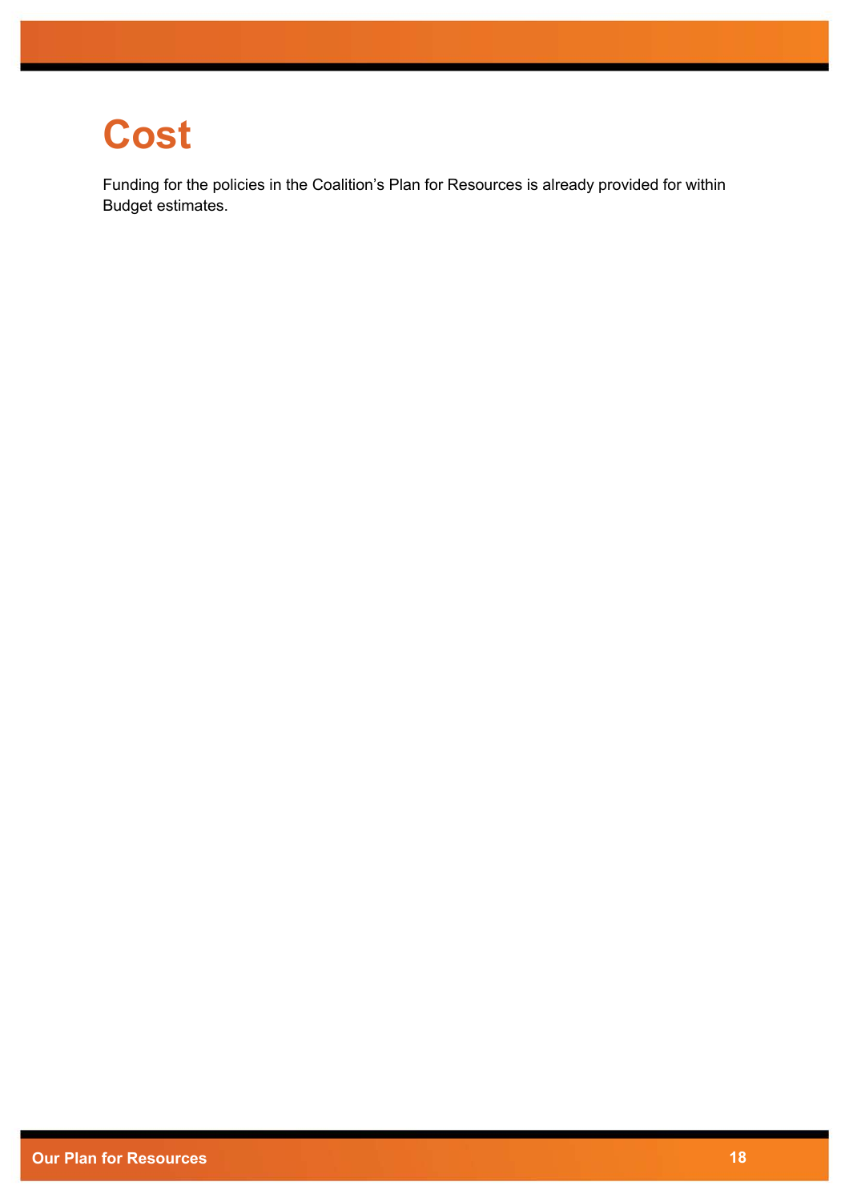# Cost

Funding for the policies in the Coalition's Plan for Resources is already provided for within Budget estimates.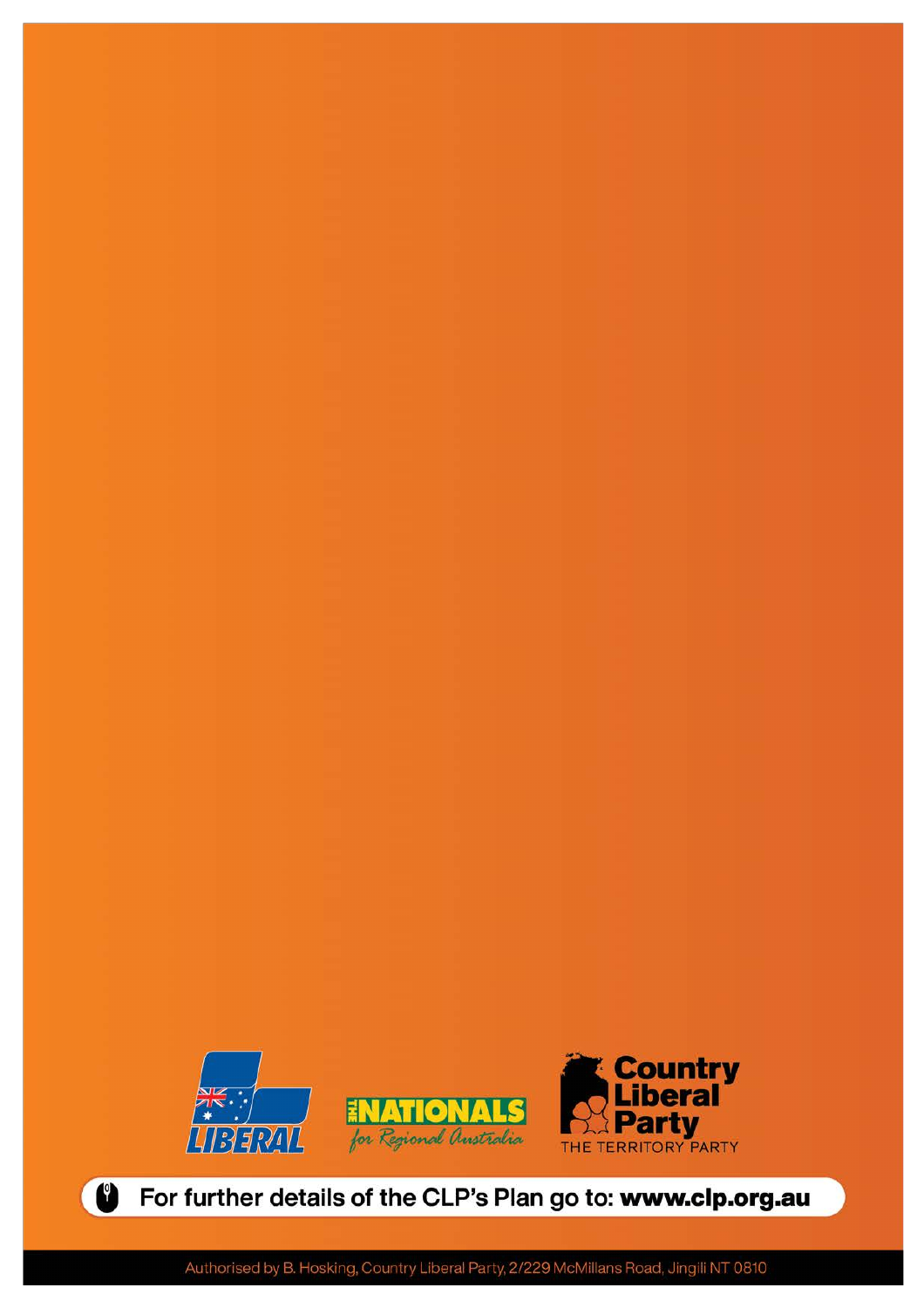LIBERAL

THE NATIONALS for Regional Australia

Country Liberal Party THE TERRITORY PARTY

For further details of the CLP's Plan go to: **www.clp.org.au**

Authorised by B. Hosking, Country Liberal Party, 2/229 McMillans Road, Jingili NT 0810